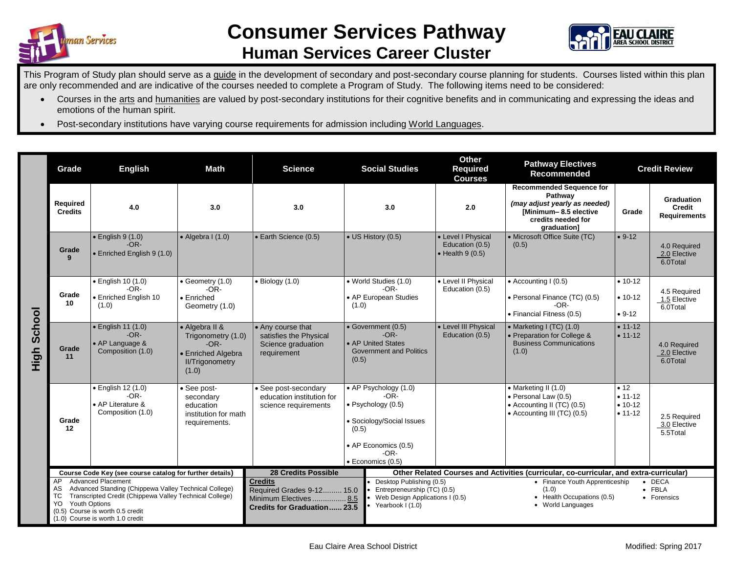# Consumer Services Pathway

## Human Services Career Cluster

This Program of Study plan should serve as a guide in the development of secondary and post-secondary course planning for students. Courses listed within this plan are only recommended and are indicative of the courses needed to complete a Program of Study. The following items need to be considered:

- Courses in the arts and humanities are valued by post-secondary institutions for their cognitive benefits and in communicating and expressing the ideas and emotions of the human spirit.
- Post-secondary institutions have varying course requirements for admission including World Languages.

| | Grade | English | Math | Science | Social Studies | Other Required Courses | Pathway Electives Recommended | Credit Review | |
|---|---|---|---|---|---|---|---|---|---|
| High School | Required Credits | 4.0 | 3.0 | 3.0 | 3.0 | 2.0 | Recommended Sequence for Pathway *(may adjust yearly as needed)* [Minimum– 8.5 elective credits needed for graduation] | Grade | Graduation Credit Requirements |
| | Grade 9 | • English 9 (1.0) -OR- • Enriched English 9 (1.0) | • Algebra I (1.0) | • Earth Science (0.5) | • US History (0.5) | • Level I Physical Education (0.5) • Health 9 (0.5) | • Microsoft Office Suite (TC) (0.5) | • 9-12 | 4.0 Required 2.0 Elective 6.0Total |
| | Grade 10 | • English 10 (1.0) -OR- • Enriched English 10 (1.0) | • Geometry (1.0) -OR- • Enriched Geometry (1.0) | • Biology (1.0) | • World Studies (1.0) -OR- • AP European Studies (1.0) | • Level II Physical Education (0.5) | • Accounting I (0.5) • Personal Finance (TC) (0.5) -OR- • Financial Fitness (0.5) | • 10-12 • 10-12 • 9-12 | 4.5 Required 1.5 Elective 6.0Total |
| | Grade 11 | • English 11 (1.0) -OR- • AP Language & Composition (1.0) | • Algebra II & Trigonometry (1.0) -OR- • Enriched Algebra II/Trigonometry (1.0) | • Any course that satisfies the Physical Science graduation requirement | • Government (0.5) -OR- • AP United States Government and Politics (0.5) | • Level III Physical Education (0.5) | • Marketing I (TC) (1.0) • Preparation for College & Business Communications (1.0) | • 11-12 • 11-12 | 4.0 Required 2.0 Elective 6.0Total |
| | Grade 12 | • English 12 (1.0) -OR- • AP Literature & Composition (1.0) | • See post-secondary education institution for math requirements. | • See post-secondary education institution for science requirements | • AP Psychology (1.0) -OR- • Psychology (0.5) • Sociology/Social Issues (0.5) • AP Economics (0.5) -OR- • Economics (0.5) | | • Marketing II (1.0) • Personal Law (0.5) • Accounting II (TC) (0.5) • Accounting III (TC) (0.5) | • 12 • 11-12 • 10-12 • 11-12 | 2.5 Required 3.0 Elective 5.5Total |

**Course Code Key (see course catalog for further details)**

- AP Advanced Placement
- AS Advanced Standing (Chippewa Valley Technical College)
- TC Transcripted Credit (Chippewa Valley Technical College)
- YO Youth Options
- (0.5) Course is worth 0.5 credit
- (1.0) Course is worth 1.0 credit

**28 Credits Possible**

| **Credits** | |
|---|---|
| Required Grades 9-12 | 15.0 |
| Minimum Electives | 8.5 |
| **Credits for Graduation** | **23.5** |

**Other Related Courses and Activities (curricular, co-curricular, and extra-curricular)**

- Desktop Publishing (0.5)
- Entrepreneurship (TC) (0.5)
- Web Design Applications I (0.5)
- Yearbook I (1.0)
- Finance Youth Apprenticeship (1.0)
- Health Occupations (0.5)
- World Languages
- DECA
- FBLA
- Forensics

Eau Claire Area School District

Modified: Spring 2017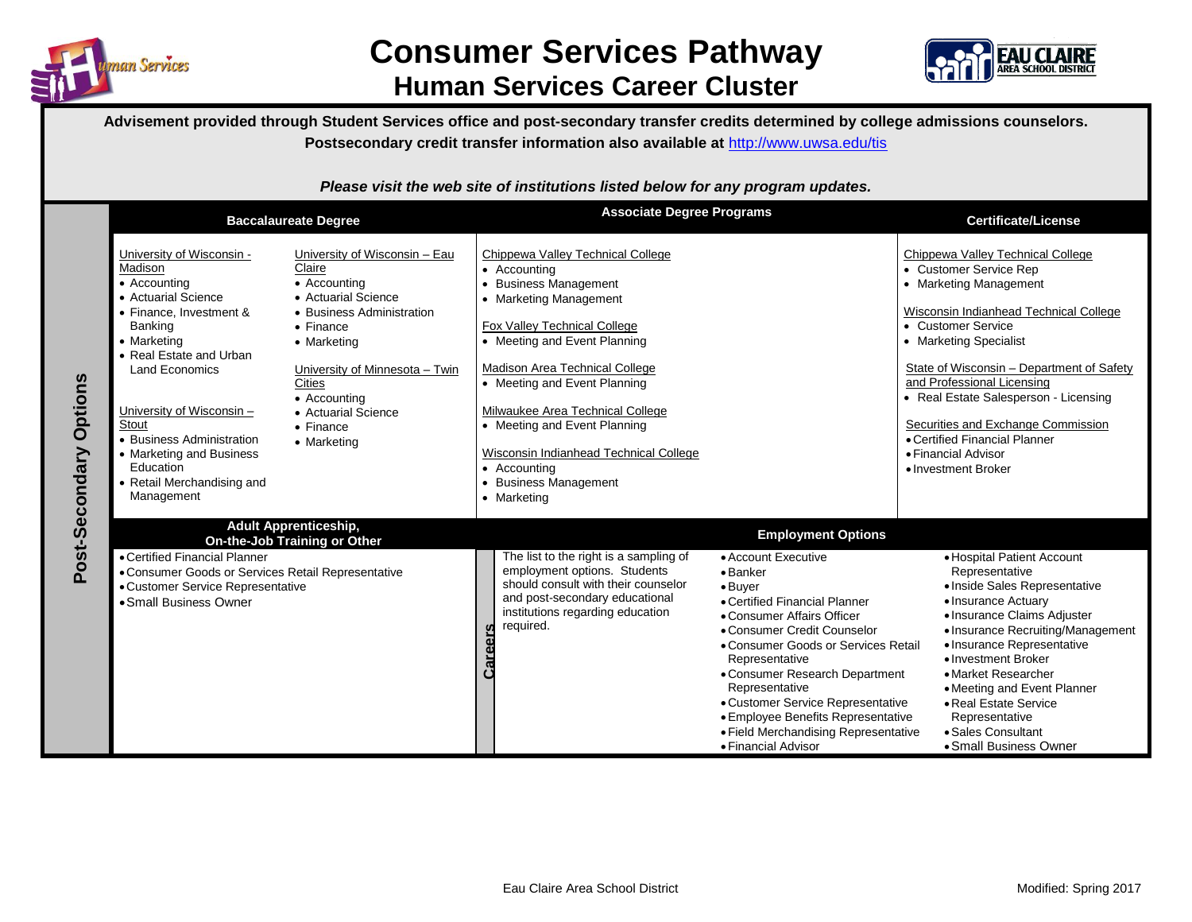# Consumer Services Pathway

## Human Services Career Cluster

**Advisement provided through Student Services office and post-secondary transfer credits determined by college admissions counselors.**

**Postsecondary credit transfer information also available at** http://www.uwsa.edu/tis

***Please visit the web site of institutions listed below for any program updates.***

## Post-Secondary Options

### Baccalaureate Degree

University of Wisconsin - Madison
- Accounting
- Actuarial Science
- Finance, Investment & Banking
- Marketing
- Real Estate and Urban Land Economics

University of Wisconsin – Stout
- Business Administration
- Marketing and Business Education
- Retail Merchandising and Management

University of Wisconsin – Eau Claire
- Accounting
- Actuarial Science
- Business Administration
- Finance
- Marketing

University of Minnesota – Twin Cities
- Accounting
- Actuarial Science
- Finance
- Marketing

### Associate Degree Programs

Chippewa Valley Technical College
- Accounting
- Business Management
- Marketing Management

Fox Valley Technical College
- Meeting and Event Planning

Madison Area Technical College
- Meeting and Event Planning

Milwaukee Area Technical College
- Meeting and Event Planning

Wisconsin Indianhead Technical College
- Accounting
- Business Management
- Marketing

### Certificate/License

Chippewa Valley Technical College
- Customer Service Rep
- Marketing Management

Wisconsin Indianhead Technical College
- Customer Service
- Marketing Specialist

State of Wisconsin – Department of Safety and Professional Licensing
- Real Estate Salesperson - Licensing

Securities and Exchange Commission
- Certified Financial Planner
- Financial Advisor
- Investment Broker

### Adult Apprenticeship, On-the-Job Training or Other

- Certified Financial Planner
- Consumer Goods or Services Retail Representative
- Customer Service Representative
- Small Business Owner

### Employment Options

**Careers**

The list to the right is a sampling of employment options. Students should consult with their counselor and post-secondary educational institutions regarding education required.

- Account Executive
- Banker
- Buyer
- Certified Financial Planner
- Consumer Affairs Officer
- Consumer Credit Counselor
- Consumer Goods or Services Retail Representative
- Consumer Research Department Representative
- Customer Service Representative
- Employee Benefits Representative
- Field Merchandising Representative
- Financial Advisor
- Hospital Patient Account Representative
- Inside Sales Representative
- Insurance Actuary
- Insurance Claims Adjuster
- Insurance Recruiting/Management
- Insurance Representative
- Investment Broker
- Market Researcher
- Meeting and Event Planner
- Real Estate Service Representative
- Sales Consultant
- Small Business Owner

Eau Claire Area School District

Modified: Spring 2017